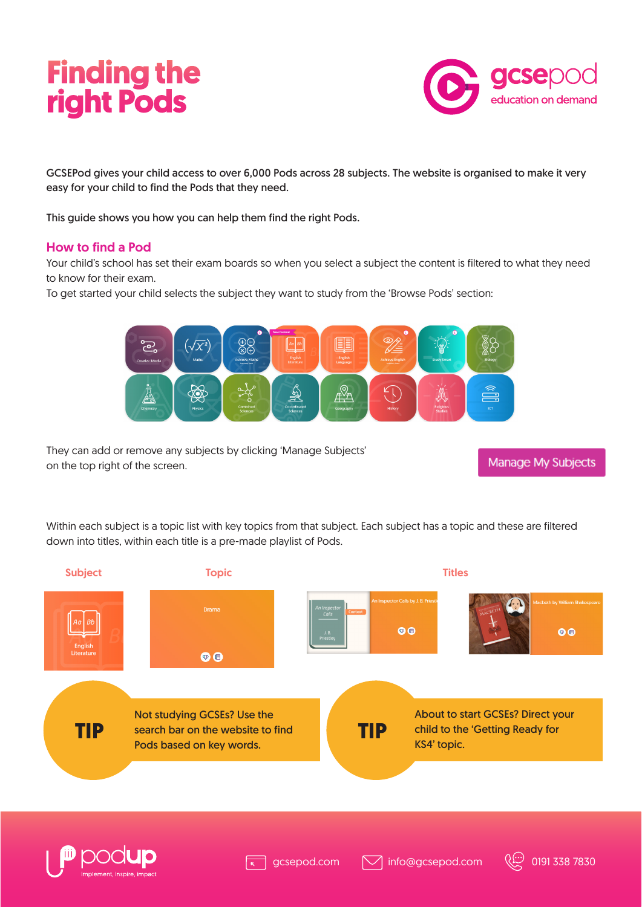# Finding the right Pods

gcsepod
education on demand

GCSEPod gives your child access to over 6,000 Pods across 28 subjects. The website is organised to make it very easy for your child to find the Pods that they need.

This guide shows you how you can help them find the right Pods.

## How to find a Pod

Your child's school has set their exam boards so when you select a subject the content is filtered to what they need to know for their exam.
To get started your child selects the subject they want to study from the 'Browse Pods' section:

They can add or remove any subjects by clicking 'Manage Subjects' on the top right of the screen.

Manage My Subjects

Within each subject is a topic list with key topics from that subject. Each subject has a topic and these are filtered down into titles, within each title is a pre-made playlist of Pods.

Subject — Topic — Titles

**TIP** Not studying GCSEs? Use the search bar on the website to find Pods based on key words.

**TIP** About to start GCSEs? Direct your child to the 'Getting Ready for KS4' topic.

podup implement, inspire, impact

gcsepod.com | info@gcsepod.com | 0191 338 7830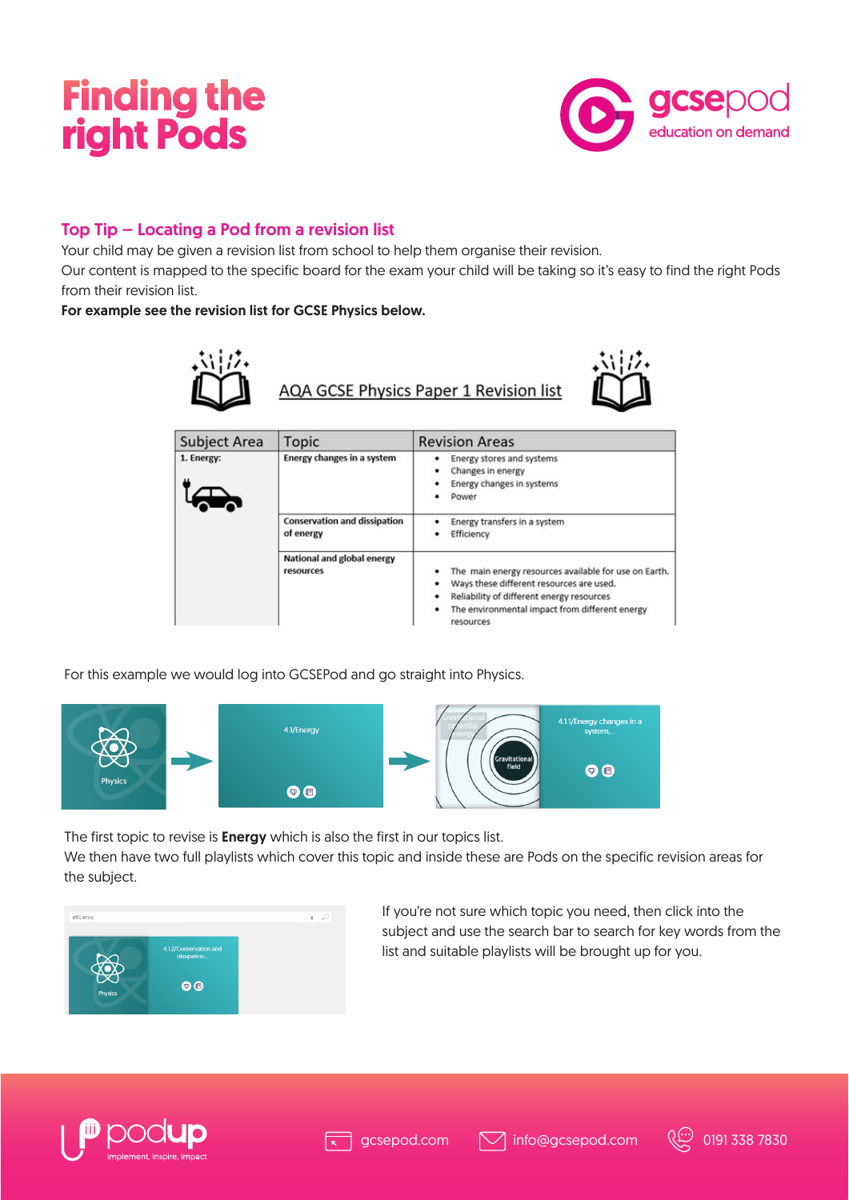# Finding the right Pods

gcsepod
education on demand

## Top Tip – Locating a Pod from a revision list

Your child may be given a revision list from school to help them organise their revision.
Our content is mapped to the specific board for the exam your child will be taking so it's easy to find the right Pods from their revision list.

**For example see the revision list for GCSE Physics below.**

AQA GCSE Physics Paper 1 Revision list

| Subject Area | Topic | Revision Areas |
|---|---|---|
| 1. Energy: | Energy changes in a system | • Energy stores and systems<br>• Changes in energy<br>• Energy changes in systems<br>• Power |
| | Conservation and dissipation of energy | • Energy transfers in a system<br>• Efficiency |
| | National and global energy resources | • The main energy resources available for use on Earth.<br>• Ways these different resources are used.<br>• Reliability of different energy resources<br>• The environmental impact from different energy resources |

For this example we would log into GCSEPod and go straight into Physics.

Physics → 4.1/Energy → 4.1.1/Energy changes in a system,...

The first topic to revise is **Energy** which is also the first in our topics list.
We then have two full playlists which cover this topic and inside these are Pods on the specific revision areas for the subject.

If you're not sure which topic you need, then click into the subject and use the search bar to search for key words from the list and suitable playlists will be brought up for you.

podup
implement, inspire, impact

gcsepod.com | info@gcsepod.com | 0191 338 7830